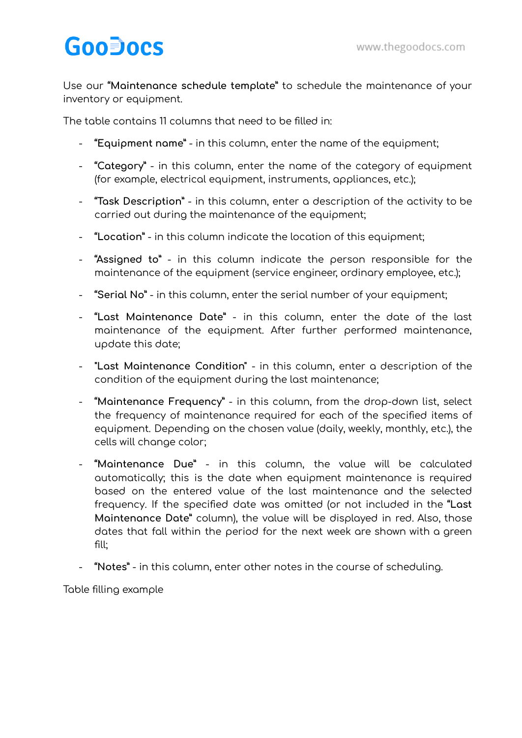Use our **"Maintenance schedule template"** to schedule the maintenance of your inventory or equipment.

The table contains 11 columns that need to be filled in:

- **"Equipment name"** - in this column, enter the name of the equipment;
- **"Category"** - in this column, enter the name of the category of equipment (for example, electrical equipment, instruments, appliances, etc.);
- **"Task Description"** - in this column, enter a description of the activity to be carried out during the maintenance of the equipment;
- **"Location"** - in this column indicate the location of this equipment;
- **"Assigned to"** - in this column indicate the person responsible for the maintenance of the equipment (service engineer, ordinary employee, etc.);
- **"Serial No"** - in this column, enter the serial number of your equipment;
- **"Last Maintenance Date"** - in this column, enter the date of the last maintenance of the equipment. After further performed maintenance, update this date;
- **"Last Maintenance Condition"** - in this column, enter a description of the condition of the equipment during the last maintenance;
- **"Maintenance Frequency"** - in this column, from the drop-down list, select the frequency of maintenance required for each of the specified items of equipment. Depending on the chosen value (daily, weekly, monthly, etc.), the cells will change color;
- **"Maintenance Due"** - in this column, the value will be calculated automatically; this is the date when equipment maintenance is required based on the entered value of the last maintenance and the selected frequency. If the specified date was omitted (or not included in the **"Last Maintenance Date"** column), the value will be displayed in red. Also, those dates that fall within the period for the next week are shown with a green fill;
- **"Notes"** - in this column, enter other notes in the course of scheduling.

Table filling example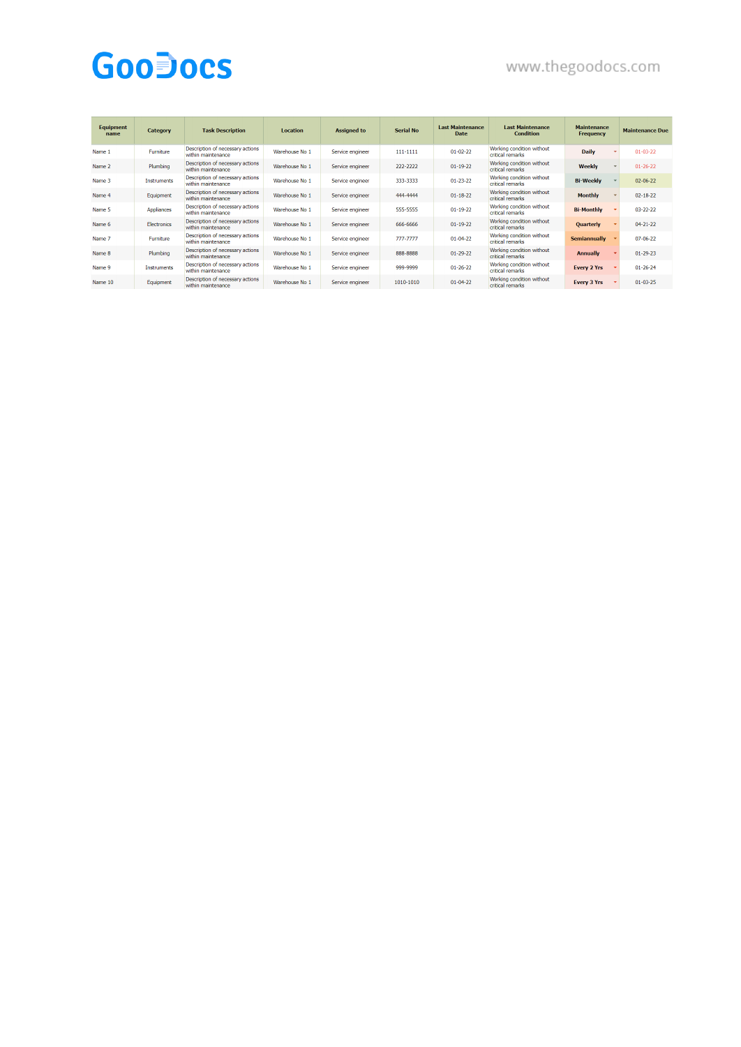GooDocs

www.thegoodocs.com

| Equipment name | Category | Task Description | Location | Assigned to | Serial No | Last Maintenance Date | Last Maintenance Condition | Maintenance Frequency | Maintenance Due |
|---|---|---|---|---|---|---|---|---|---|
| Name 1 | Furniture | Description of necessary actions within maintenance | Warehouse No 1 | Service engineer | 111-1111 | 01-02-22 | Working condition without critical remarks | Daily | 01-03-22 |
| Name 2 | Plumbing | Description of necessary actions within maintenance | Warehouse No 1 | Service engineer | 222-2222 | 01-19-22 | Working condition without critical remarks | Weekly | 01-26-22 |
| Name 3 | Instruments | Description of necessary actions within maintenance | Warehouse No 1 | Service engineer | 333-3333 | 01-23-22 | Working condition without critical remarks | Bi-Weekly | 02-06-22 |
| Name 4 | Equipment | Description of necessary actions within maintenance | Warehouse No 1 | Service engineer | 444-4444 | 01-18-22 | Working condition without critical remarks | Monthly | 02-18-22 |
| Name 5 | Appliances | Description of necessary actions within maintenance | Warehouse No 1 | Service engineer | 555-5555 | 01-19-22 | Working condition without critical remarks | Bi-Monthly | 03-22-22 |
| Name 6 | Electronics | Description of necessary actions within maintenance | Warehouse No 1 | Service engineer | 666-6666 | 01-19-22 | Working condition without critical remarks | Quarterly | 04-21-22 |
| Name 7 | Furniture | Description of necessary actions within maintenance | Warehouse No 1 | Service engineer | 777-7777 | 01-04-22 | Working condition without critical remarks | Semiannually | 07-06-22 |
| Name 8 | Plumbing | Description of necessary actions within maintenance | Warehouse No 1 | Service engineer | 888-8888 | 01-29-22 | Working condition without critical remarks | Annually | 01-29-23 |
| Name 9 | Instruments | Description of necessary actions within maintenance | Warehouse No 1 | Service engineer | 999-9999 | 01-26-22 | Working condition without critical remarks | Every 2 Yrs | 01-26-24 |
| Name 10 | Equipment | Description of necessary actions within maintenance | Warehouse No 1 | Service engineer | 1010-1010 | 01-04-22 | Working condition without critical remarks | Every 3 Yrs | 01-03-25 |